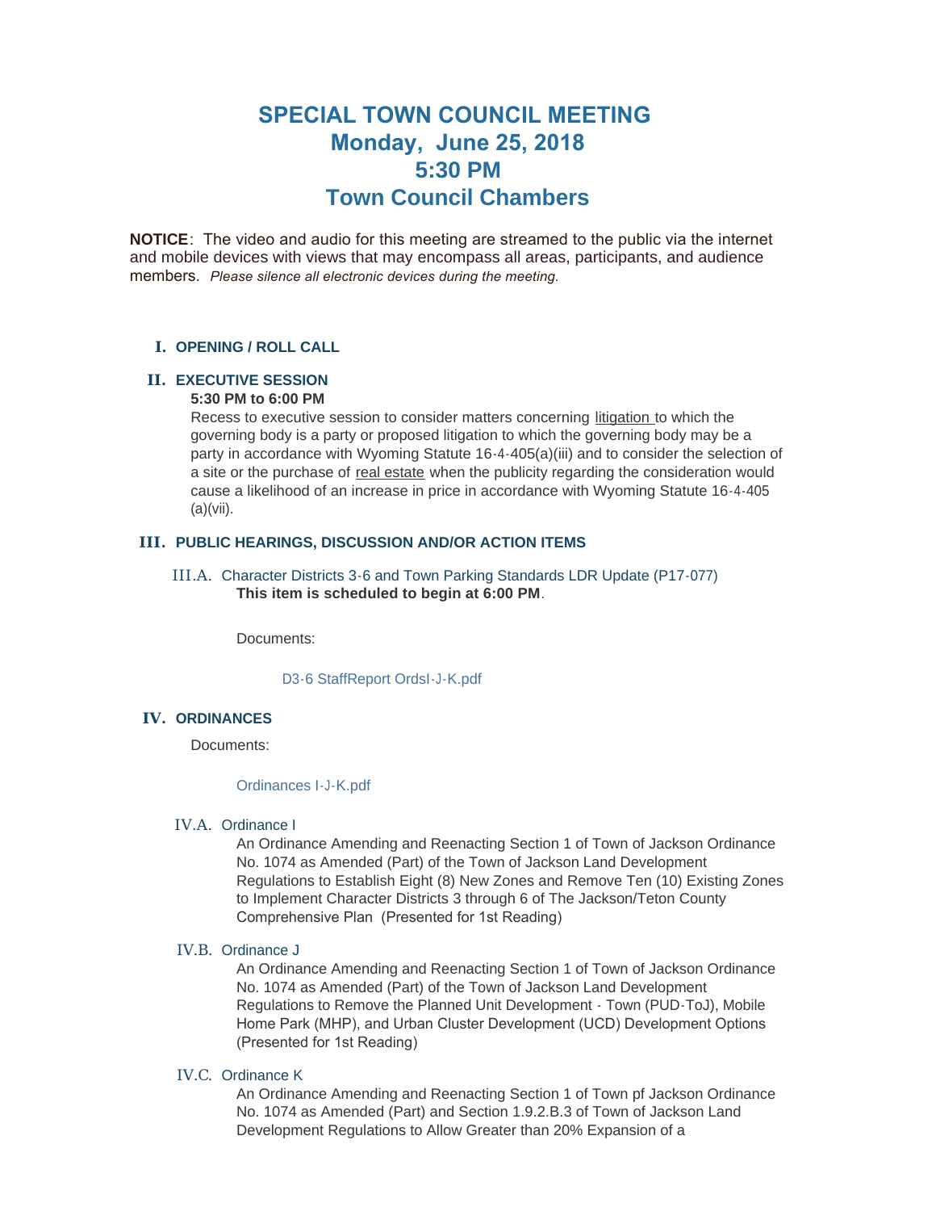# SPECIAL TOWN COUNCIL MEETING
# Monday, June 25, 2018
# 5:30 PM
# Town Council Chambers

**NOTICE**: The video and audio for this meeting are streamed to the public via the internet and mobile devices with views that may encompass all areas, participants, and audience members. *Please silence all electronic devices during the meeting.*

## I. OPENING / ROLL CALL

## II. EXECUTIVE SESSION

**5:30 PM to 6:00 PM**

Recess to executive session to consider matters concerning litigation to which the governing body is a party or proposed litigation to which the governing body may be a party in accordance with Wyoming Statute 16-4-405(a)(iii) and to consider the selection of a site or the purchase of real estate when the publicity regarding the consideration would cause a likelihood of an increase in price in accordance with Wyoming Statute 16-4-405 (a)(vii).

## III. PUBLIC HEARINGS, DISCUSSION AND/OR ACTION ITEMS

### III.A. Character Districts 3-6 and Town Parking Standards LDR Update (P17-077)

**This item is scheduled to begin at 6:00 PM**.

Documents:

D3-6 StaffReport OrdsI-J-K.pdf

## IV. ORDINANCES

Documents:

Ordinances I-J-K.pdf

### IV.A. Ordinance I

An Ordinance Amending and Reenacting Section 1 of Town of Jackson Ordinance No. 1074 as Amended (Part) of the Town of Jackson Land Development Regulations to Establish Eight (8) New Zones and Remove Ten (10) Existing Zones to Implement Character Districts 3 through 6 of The Jackson/Teton County Comprehensive Plan (Presented for 1st Reading)

### IV.B. Ordinance J

An Ordinance Amending and Reenacting Section 1 of Town of Jackson Ordinance No. 1074 as Amended (Part) of the Town of Jackson Land Development Regulations to Remove the Planned Unit Development - Town (PUD-ToJ), Mobile Home Park (MHP), and Urban Cluster Development (UCD) Development Options (Presented for 1st Reading)

### IV.C. Ordinance K

An Ordinance Amending and Reenacting Section 1 of Town pf Jackson Ordinance No. 1074 as Amended (Part) and Section 1.9.2.B.3 of Town of Jackson Land Development Regulations to Allow Greater than 20% Expansion of a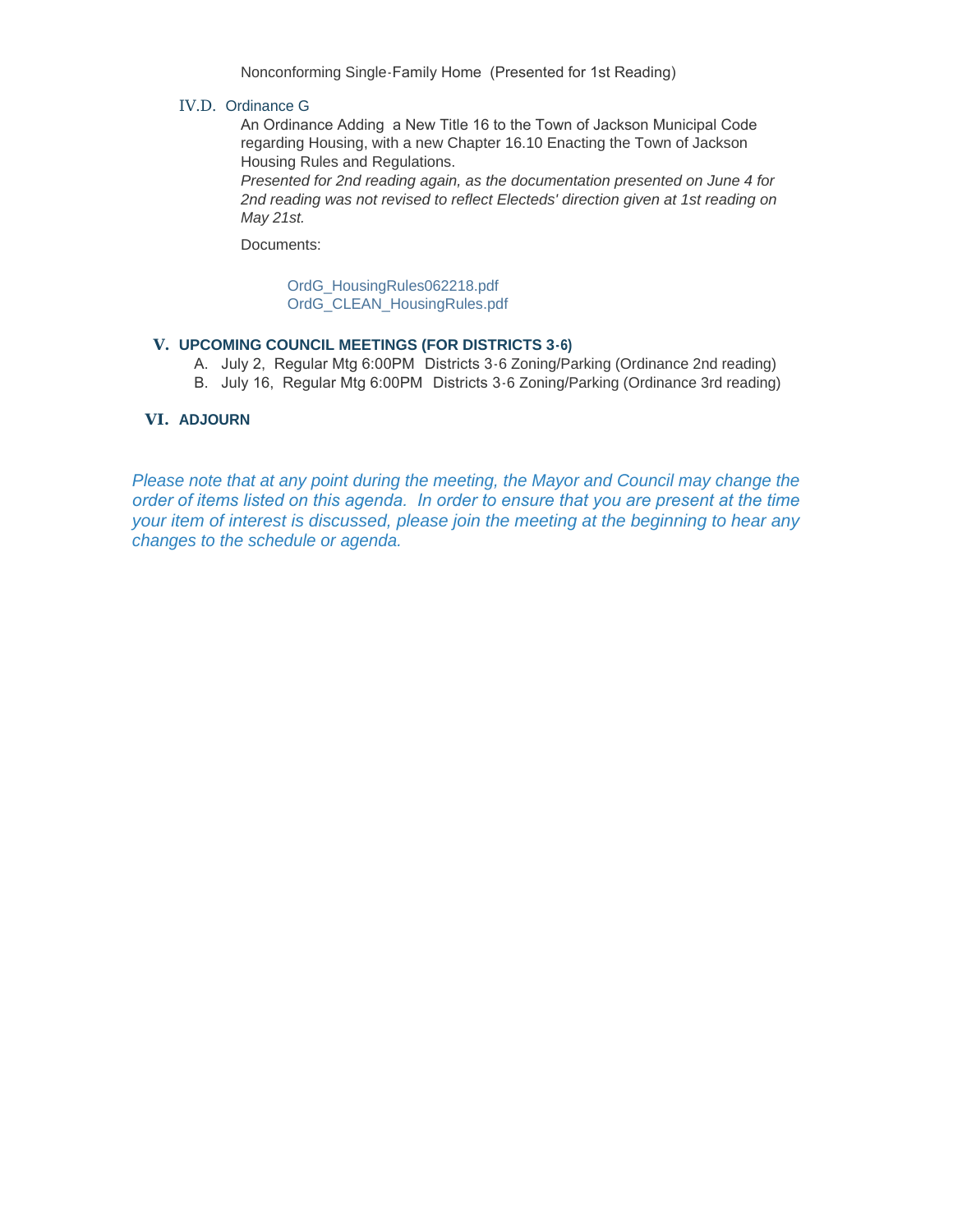Nonconforming Single-Family Home (Presented for 1st Reading)

IV.D. Ordinance G

An Ordinance Adding a New Title 16 to the Town of Jackson Municipal Code regarding Housing, with a new Chapter 16.10 Enacting the Town of Jackson Housing Rules and Regulations.

*Presented for 2nd reading again, as the documentation presented on June 4 for 2nd reading was not revised to reflect Electeds' direction given at 1st reading on May 21st.*

Documents:

OrdG_HousingRules062218.pdf
OrdG_CLEAN_HousingRules.pdf

## V. UPCOMING COUNCIL MEETINGS (FOR DISTRICTS 3-6)

A. July 2, Regular Mtg 6:00PM Districts 3-6 Zoning/Parking (Ordinance 2nd reading)
B. July 16, Regular Mtg 6:00PM Districts 3-6 Zoning/Parking (Ordinance 3rd reading)

## VI. ADJOURN

*Please note that at any point during the meeting, the Mayor and Council may change the order of items listed on this agenda. In order to ensure that you are present at the time your item of interest is discussed, please join the meeting at the beginning to hear any changes to the schedule or agenda.*